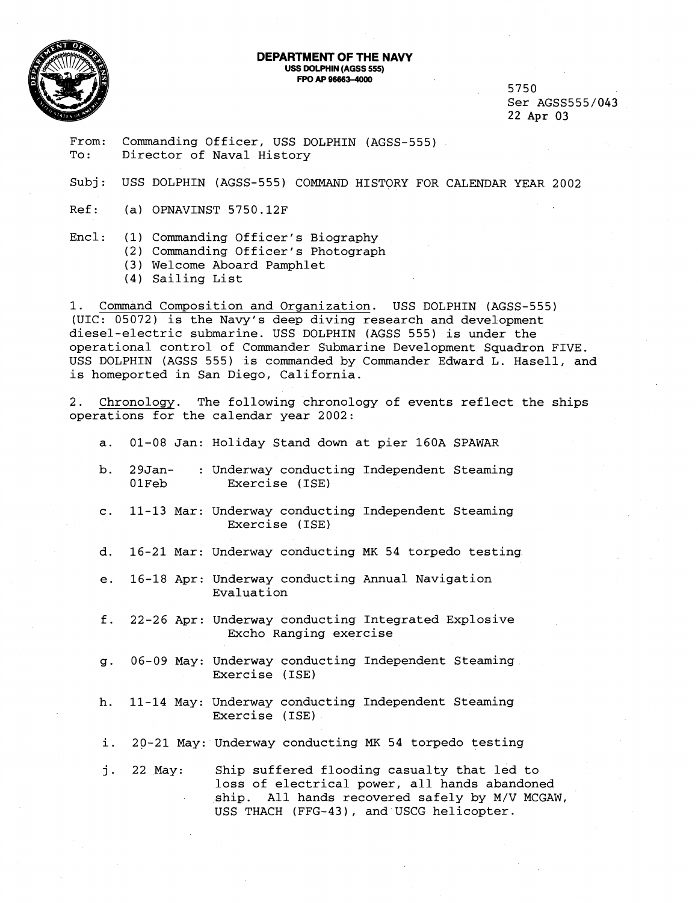**DEPARTMENT OF THE NAVY**
**USS DOLPHIN (AGSS 555)**
**FPO AP 96663-4000**

5750
Ser AGSS555/043
22 Apr 03

From: Commanding Officer, USS DOLPHIN (AGSS-555)
To: Director of Naval History

Subj: USS DOLPHIN (AGSS-555) COMMAND HISTORY FOR CALENDAR YEAR 2002

Ref: (a) OPNAVINST 5750.12F

Encl: (1) Commanding Officer's Biography
(2) Commanding Officer's Photograph
(3) Welcome Aboard Pamphlet
(4) Sailing List

1. Command Composition and Organization. USS DOLPHIN (AGSS-555) (UIC: 05072) is the Navy's deep diving research and development diesel-electric submarine. USS DOLPHIN (AGSS 555) is under the operational control of Commander Submarine Development Squadron FIVE. USS DOLPHIN (AGSS 555) is commanded by Commander Edward L. Hasell, and is homeported in San Diego, California.

2. Chronology. The following chronology of events reflect the ships operations for the calendar year 2002:

a. 01-08 Jan: Holiday Stand down at pier 160A SPAWAR

b. 29Jan-01Feb: Underway conducting Independent Steaming Exercise (ISE)

c. 11-13 Mar: Underway conducting Independent Steaming Exercise (ISE)

d. 16-21 Mar: Underway conducting MK 54 torpedo testing

e. 16-18 Apr: Underway conducting Annual Navigation Evaluation

f. 22-26 Apr: Underway conducting Integrated Explosive Excho Ranging exercise

g. 06-09 May: Underway conducting Independent Steaming Exercise (ISE)

h. 11-14 May: Underway conducting Independent Steaming Exercise (ISE)

i. 20-21 May: Underway conducting MK 54 torpedo testing

j. 22 May: Ship suffered flooding casualty that led to loss of electrical power, all hands abandoned ship. All hands recovered safely by M/V MCGAW, USS THACH (FFG-43), and USCG helicopter.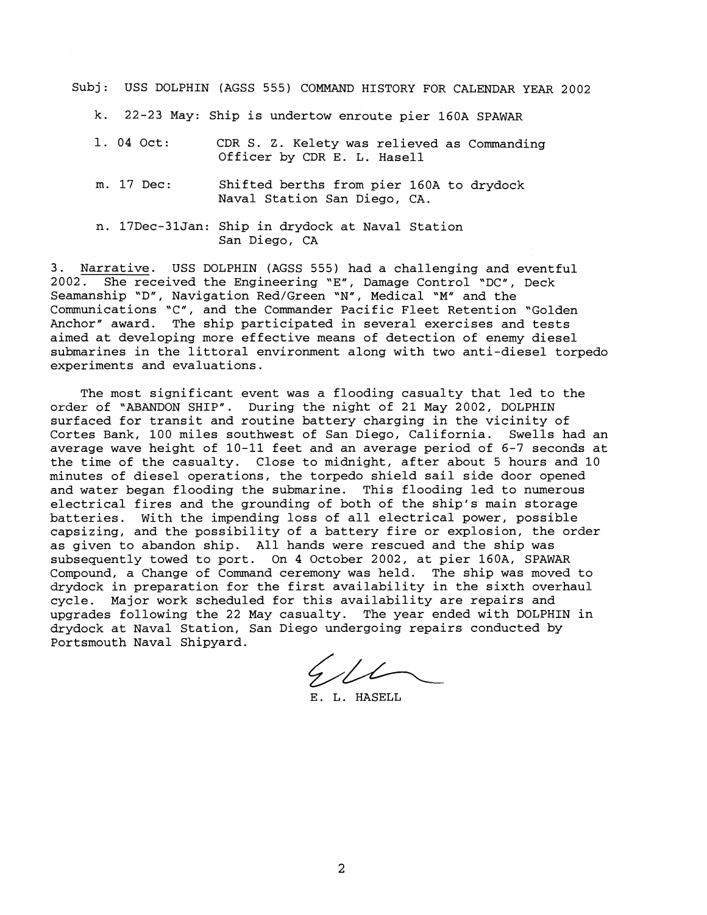Subj: USS DOLPHIN (AGSS 555) COMMAND HISTORY FOR CALENDAR YEAR 2002

k. 22-23 May: Ship is undertow enroute pier 160A SPAWAR

l. 04 Oct: CDR S. Z. Kelety was relieved as Commanding Officer by CDR E. L. Hasell

m. 17 Dec: Shifted berths from pier 160A to drydock Naval Station San Diego, CA.

n. 17Dec-31Jan: Ship in drydock at Naval Station San Diego, CA

3. Narrative. USS DOLPHIN (AGSS 555) had a challenging and eventful 2002. She received the Engineering "E", Damage Control "DC", Deck Seamanship "D", Navigation Red/Green "N", Medical "M" and the Communications "C", and the Commander Pacific Fleet Retention "Golden Anchor" award. The ship participated in several exercises and tests aimed at developing more effective means of detection of enemy diesel submarines in the littoral environment along with two anti-diesel torpedo experiments and evaluations.

The most significant event was a flooding casualty that led to the order of "ABANDON SHIP". During the night of 21 May 2002, DOLPHIN surfaced for transit and routine battery charging in the vicinity of Cortes Bank, 100 miles southwest of San Diego, California. Swells had an average wave height of 10-11 feet and an average period of 6-7 seconds at the time of the casualty. Close to midnight, after about 5 hours and 10 minutes of diesel operations, the torpedo shield sail side door opened and water began flooding the submarine. This flooding led to numerous electrical fires and the grounding of both of the ship's main storage batteries. With the impending loss of all electrical power, possible capsizing, and the possibility of a battery fire or explosion, the order as given to abandon ship. All hands were rescued and the ship was subsequently towed to port. On 4 October 2002, at pier 160A, SPAWAR Compound, a Change of Command ceremony was held. The ship was moved to drydock in preparation for the first availability in the sixth overhaul cycle. Major work scheduled for this availability are repairs and upgrades following the 22 May casualty. The year ended with DOLPHIN in drydock at Naval Station, San Diego undergoing repairs conducted by Portsmouth Naval Shipyard.

E. L. HASELL